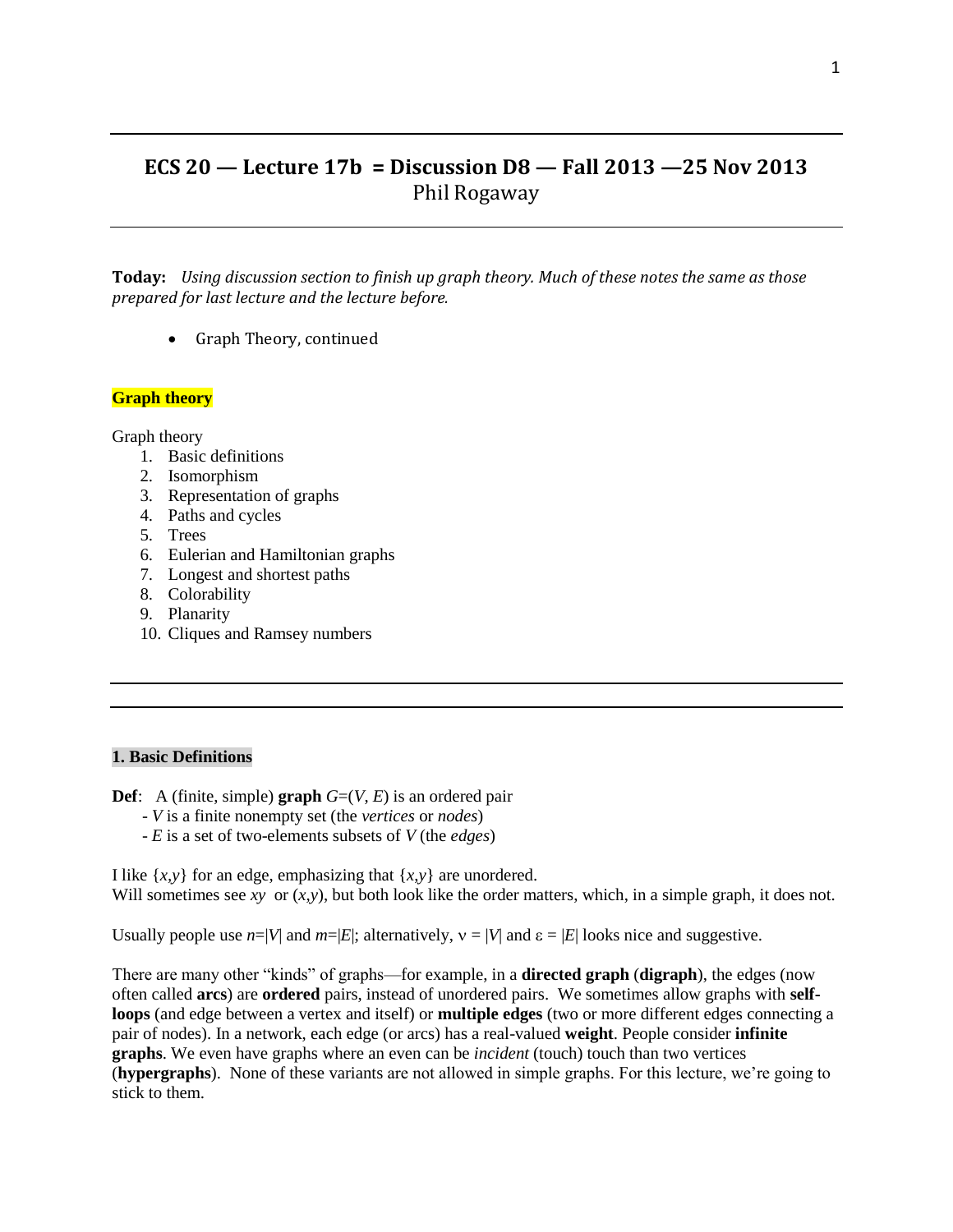# ECS 20 — Lecture 17b = Discussion D8 — Fall 2013 —25 Nov 2013

Phil Rogaway

---

**Today:** *Using discussion section to finish up graph theory. Much of these notes the same as those prepared for last lecture and the lecture before.*

- Graph Theory, continued

## Graph theory

Graph theory

1. Basic definitions
2. Isomorphism
3. Representation of graphs
4. Paths and cycles
5. Trees
6. Eulerian and Hamiltonian graphs
7. Longest and shortest paths
8. Colorability
9. Planarity
10. Cliques and Ramsey numbers

---

### 1. Basic Definitions

**Def**: A (finite, simple) **graph** $G=(V, E)$ is an ordered pair

- $V$ is a finite nonempty set (the *vertices* or *nodes*)
- $E$ is a set of two-elements subsets of $V$ (the *edges*)

I like $\{x,y\}$ for an edge, emphasizing that $\{x,y\}$ are unordered.
Will sometimes see $xy$ or $(x,y)$, but both look like the order matters, which, in a simple graph, it does not.

Usually people use $n=|V|$ and $m=|E|$; alternatively, $\nu = |V|$ and $\varepsilon = |E|$ looks nice and suggestive.

There are many other "kinds" of graphs—for example, in a **directed graph** (**digraph**), the edges (now often called **arcs**) are **ordered** pairs, instead of unordered pairs. We sometimes allow graphs with **self-loops** (and edge between a vertex and itself) or **multiple edges** (two or more different edges connecting a pair of nodes). In a network, each edge (or arcs) has a real-valued **weight**. People consider **infinite graphs**. We even have graphs where an even can be *incident* (touch) touch than two vertices (**hypergraphs**). None of these variants are not allowed in simple graphs. For this lecture, we're going to stick to them.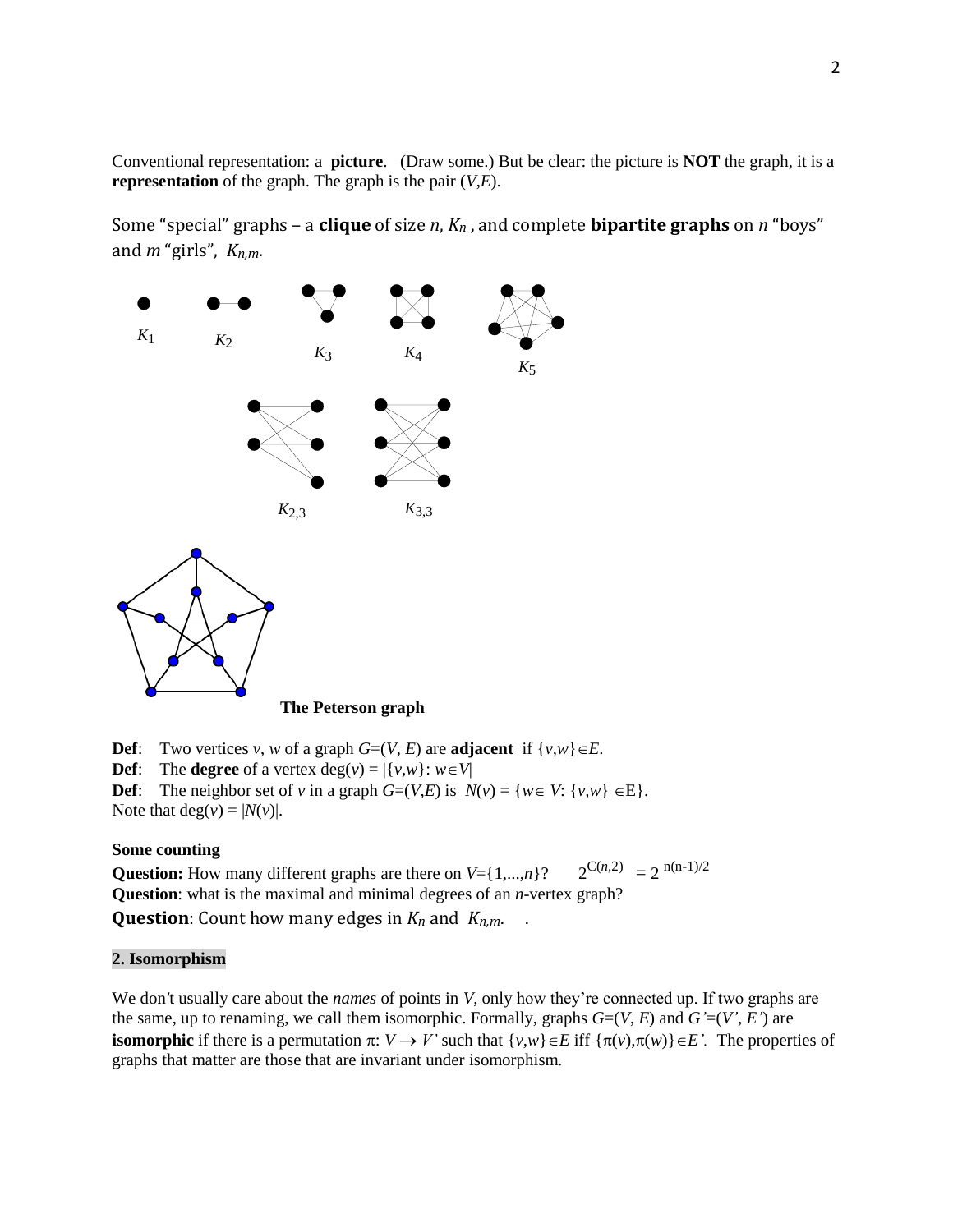Conventional representation: a **picture**. (Draw some.) But be clear: the picture is **NOT** the graph, it is a **representation** of the graph. The graph is the pair ($V$,$E$).

Some "special" graphs – a **clique** of size $n$, $K_n$ , and complete **bipartite graphs** on $n$ "boys" and $m$ "girls", $K_{n,m}$.

$K_1$ $K_2$ $K_3$ $K_4$ $K_5$

$K_{2,3}$ $K_{3,3}$

**The Peterson graph**

**Def**: Two vertices $v$, $w$ of a graph $G$=($V$, $E$) are **adjacent** if $\{v,w\}\in E$.

**Def**: The **degree** of a vertex $\deg(v) = |\{v,w\}: w\in V|$

**Def**: The neighbor set of $v$ in a graph $G$=($V$,$E$) is $N(v) = \{w\in V: \{v,w\} \in \text{E}\}$.

Note that $\deg(v) = |N(v)|$.

**Some counting**

**Question:** How many different graphs are there on $V$={1,...,$n$}? $2^{C(n,2)} = 2^{n(n-1)/2}$

**Question**: what is the maximal and minimal degrees of an $n$-vertex graph?

**Question**: Count how many edges in $K_n$ and $K_{n,m}$.

### 2. Isomorphism

We don't usually care about the *names* of points in $V$, only how they're connected up. If two graphs are the same, up to renaming, we call them isomorphic. Formally, graphs $G$=($V$, $E$) and $G'$=($V'$, $E'$) are **isomorphic** if there is a permutation $\pi$: $V \rightarrow V'$ such that $\{v,w\}\in E$ iff $\{\pi(v),\pi(w)\}\in E'$. The properties of graphs that matter are those that are invariant under isomorphism.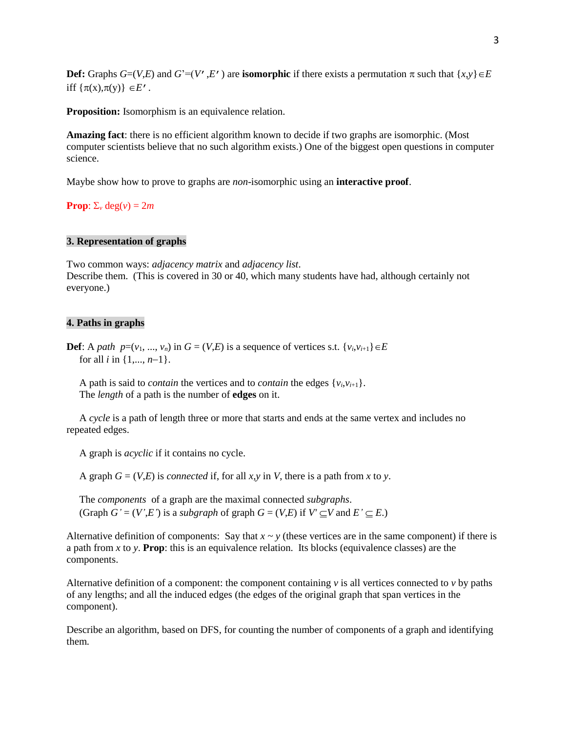**Def:** Graphs $G=(V,E)$ and $G'=(V',E')$ are **isomorphic** if there exists a permutation $\pi$ such that $\{x,y\}\in E$ iff $\{\pi(x),\pi(y)\} \in E'$.

**Proposition:** Isomorphism is an equivalence relation.

**Amazing fact**: there is no efficient algorithm known to decide if two graphs are isomorphic. (Most computer scientists believe that no such algorithm exists.) One of the biggest open questions in computer science.

Maybe show how to prove to graphs are *non*-isomorphic using an **interactive proof**.

**Prop**: $\Sigma_v \deg(v) = 2m$

### 3. Representation of graphs

Two common ways: *adjacency matrix* and *adjacency list*.
Describe them. (This is covered in 30 or 40, which many students have had, although certainly not everyone.)

### 4. Paths in graphs

**Def**: A *path* $p=(v_1, ..., v_n)$ in $G = (V,E)$ is a sequence of vertices s.t. $\{v_i,v_{i+1}\}\in E$ for all $i$ in $\{1,..., n-1\}$.

A path is said to *contain* the vertices and to *contain* the edges $\{v_i,v_{i+1}\}$.
The *length* of a path is the number of **edges** on it.

A *cycle* is a path of length three or more that starts and ends at the same vertex and includes no repeated edges.

A graph is *acyclic* if it contains no cycle.

A graph $G = (V,E)$ is *connected* if, for all $x,y$ in $V$, there is a path from $x$ to $y$.

The *components* of a graph are the maximal connected *subgraphs*.
(Graph $G' = (V',E')$ is a *subgraph* of graph $G = (V,E)$ if $V' \subseteq V$ and $E' \subseteq E$.)

Alternative definition of components: Say that $x \sim y$ (these vertices are in the same component) if there is a path from $x$ to $y$. **Prop**: this is an equivalence relation. Its blocks (equivalence classes) are the components.

Alternative definition of a component: the component containing $v$ is all vertices connected to $v$ by paths of any lengths; and all the induced edges (the edges of the original graph that span vertices in the component).

Describe an algorithm, based on DFS, for counting the number of components of a graph and identifying them.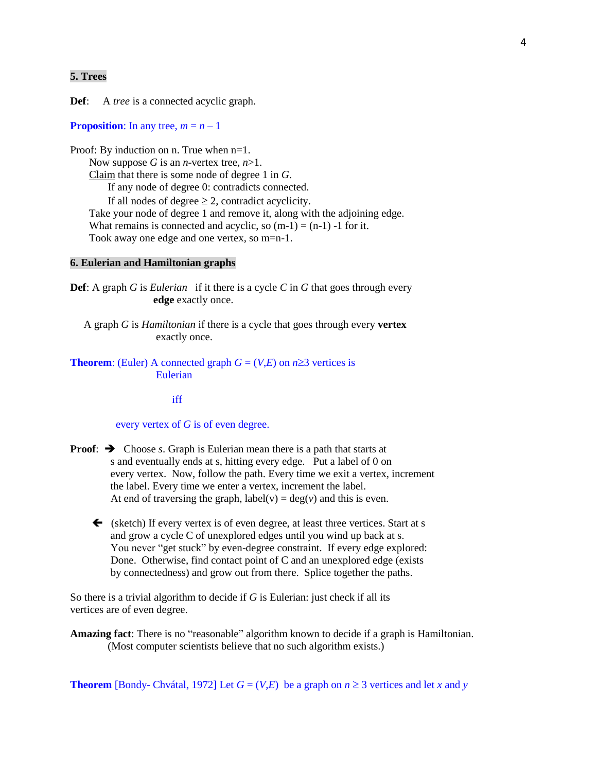## 5. Trees

**Def**: A *tree* is a connected acyclic graph.

**Proposition**: In any tree, $m = n - 1$

Proof: By induction on n. True when n=1.
Now suppose $G$ is an $n$-vertex tree, $n>1$.
Claim that there is some node of degree 1 in $G$.
If any node of degree 0: contradicts connected.
If all nodes of degree $\geq 2$, contradict acyclicity.
Take your node of degree 1 and remove it, along with the adjoining edge.
What remains is connected and acyclic, so $(m-1) = (n-1) - 1$ for it.
Took away one edge and one vertex, so $m=n-1$.

## 6. Eulerian and Hamiltonian graphs

**Def**: A graph $G$ is *Eulerian* if it there is a cycle $C$ in $G$ that goes through every **edge** exactly once.

A graph $G$ is *Hamiltonian* if there is a cycle that goes through every **vertex** exactly once.

**Theorem**: (Euler) A connected graph $G = (V,E)$ on $n \geq 3$ vertices is Eulerian

iff

every vertex of $G$ is of even degree.

**Proof**: → Choose $s$. Graph is Eulerian mean there is a path that starts at s and eventually ends at s, hitting every edge. Put a label of 0 on every vertex. Now, follow the path. Every time we exit a vertex, increment the label. Every time we enter a vertex, increment the label. At end of traversing the graph, label(v) = deg($v$) and this is even.

← (sketch) If every vertex is of even degree, at least three vertices. Start at s and grow a cycle C of unexplored edges until you wind up back at s. You never "get stuck" by even-degree constraint. If every edge explored: Done. Otherwise, find contact point of C and an unexplored edge (exists by connectedness) and grow out from there. Splice together the paths.

So there is a trivial algorithm to decide if $G$ is Eulerian: just check if all its vertices are of even degree.

**Amazing fact**: There is no "reasonable" algorithm known to decide if a graph is Hamiltonian. (Most computer scientists believe that no such algorithm exists.)

**Theorem** [Bondy- Chvátal, 1972] Let $G = (V,E)$ be a graph on $n \geq 3$ vertices and let $x$ and $y$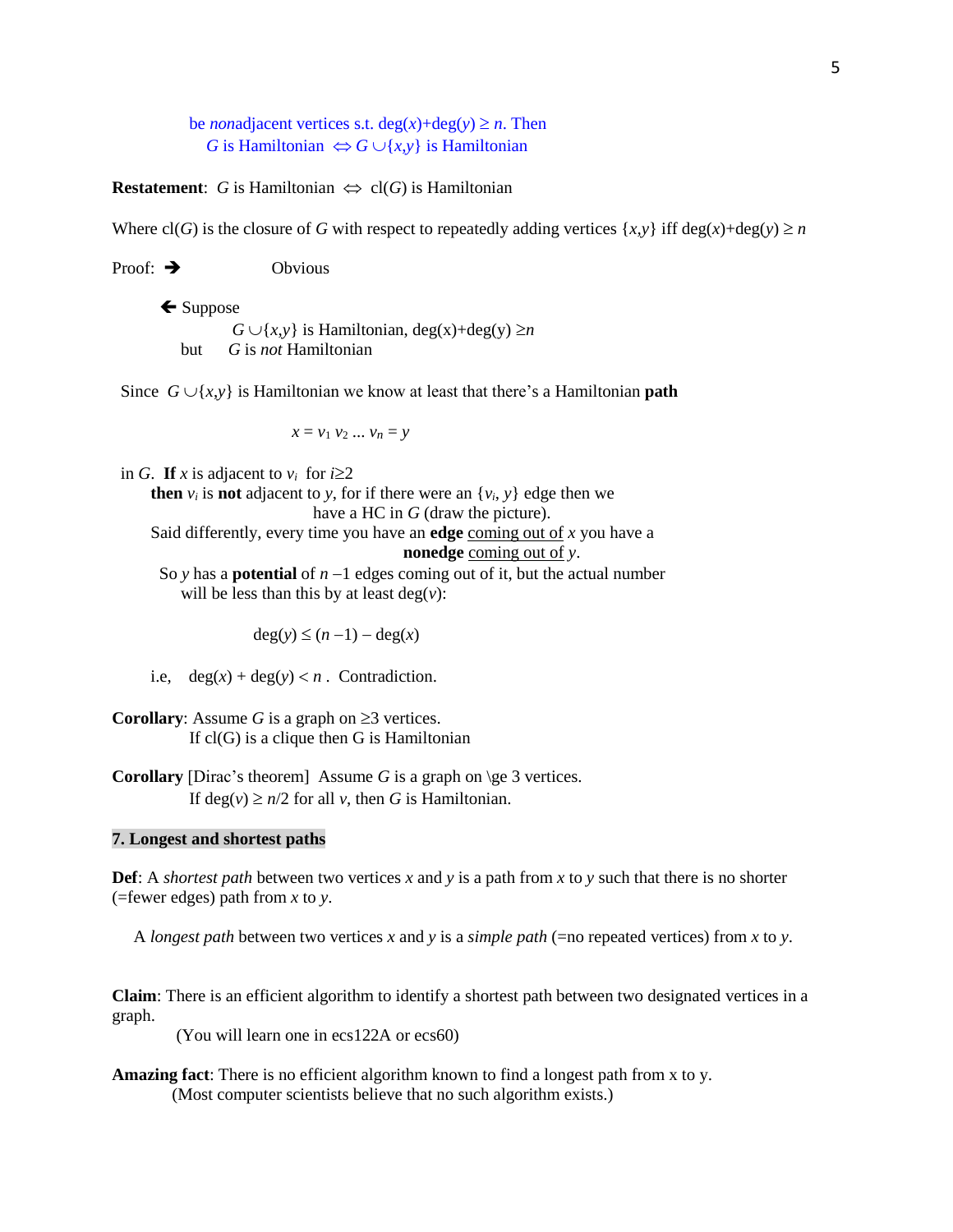be *non*adjacent vertices s.t. $\deg(x)+\deg(y) \geq n$. Then
$G$ is Hamiltonian $\Leftrightarrow G \cup \{x,y\}$ is Hamiltonian

**Restatement**: $G$ is Hamiltonian $\Leftrightarrow$ cl($G$) is Hamiltonian

Where cl($G$) is the closure of $G$ with respect to repeatedly adding vertices $\{x,y\}$ iff $\deg(x)+\deg(y) \geq n$

Proof: ➔ Obvious

🡐 Suppose
$G \cup \{x,y\}$ is Hamiltonian, $\deg(x)+\deg(y) \geq n$
but $G$ is *not* Hamiltonian

Since $G \cup \{x,y\}$ is Hamiltonian we know at least that there's a Hamiltonian **path**

$$x = v_1 \, v_2 \ldots v_n = y$$

in $G$. **If** $x$ is adjacent to $v_i$ for $i \geq 2$
**then** $v_i$ is **not** adjacent to $y$, for if there were an $\{v_i, y\}$ edge then we have a HC in $G$ (draw the picture).
Said differently, every time you have an **edge** coming out of $x$ you have a **nonedge** coming out of $y$.
So $y$ has a **potential** of $n-1$ edges coming out of it, but the actual number will be less than this by at least $\deg(v)$:

$$\deg(y) \leq (n-1) - \deg(x)$$

i.e, $\deg(x) + \deg(y) < n$ . Contradiction.

**Corollary**: Assume $G$ is a graph on $\geq 3$ vertices.
If cl(G) is a clique then G is Hamiltonian

**Corollary** [Dirac's theorem] Assume $G$ is a graph on \ge 3 vertices.
If $\deg(v) \geq n/2$ for all $v$, then $G$ is Hamiltonian.

## 7. Longest and shortest paths

**Def**: A *shortest path* between two vertices $x$ and $y$ is a path from $x$ to $y$ such that there is no shorter (=fewer edges) path from $x$ to $y$.

A *longest path* between two vertices $x$ and $y$ is a *simple path* (=no repeated vertices) from $x$ to $y$.

**Claim**: There is an efficient algorithm to identify a shortest path between two designated vertices in a graph.
(You will learn one in ecs122A or ecs60)

**Amazing fact**: There is no efficient algorithm known to find a longest path from x to y.
(Most computer scientists believe that no such algorithm exists.)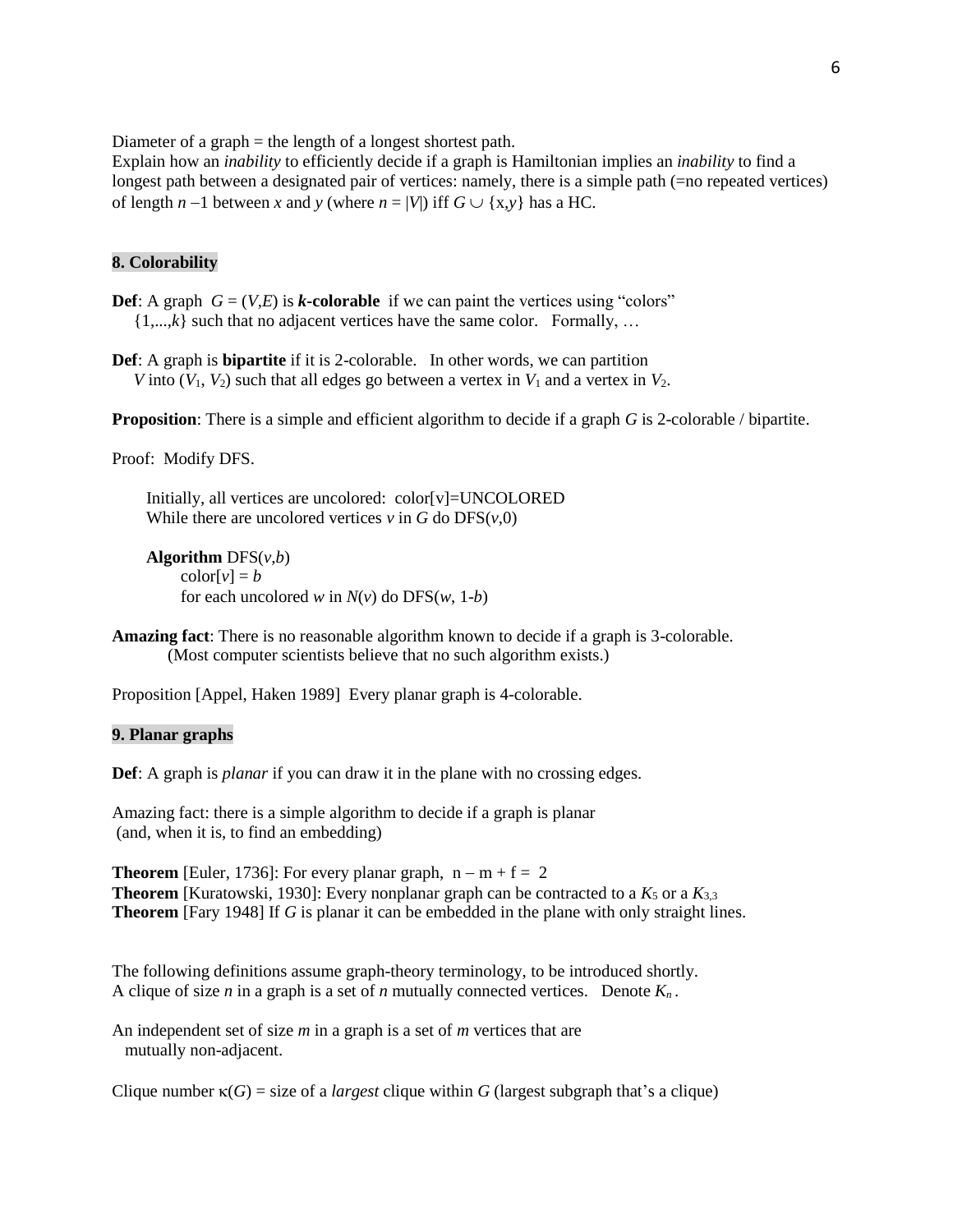Diameter of a graph = the length of a longest shortest path.
Explain how an *inability* to efficiently decide if a graph is Hamiltonian implies an *inability* to find a longest path between a designated pair of vertices: namely, there is a simple path (=no repeated vertices) of length $n-1$ between $x$ and $y$ (where $n = |V|$) iff $G \cup \{x,y\}$ has a HC.

## 8. Colorability

**Def**: A graph $G = (V,E)$ is ***k*-colorable** if we can paint the vertices using "colors" $\{1,...,k\}$ such that no adjacent vertices have the same color. Formally, …

**Def**: A graph is **bipartite** if it is 2-colorable. In other words, we can partition $V$ into $(V_1, V_2)$ such that all edges go between a vertex in $V_1$ and a vertex in $V_2$.

**Proposition**: There is a simple and efficient algorithm to decide if a graph $G$ is 2-colorable / bipartite.

Proof: Modify DFS.

```
Initially, all vertices are uncolored: color[v]=UNCOLORED
While there are uncolored vertices v in G do DFS(v,0)

Algorithm DFS(v,b)
    color[v] = b
    for each uncolored w in N(v) do DFS(w, 1-b)
```

**Amazing fact**: There is no reasonable algorithm known to decide if a graph is 3-colorable. (Most computer scientists believe that no such algorithm exists.)

Proposition [Appel, Haken 1989] Every planar graph is 4-colorable.

## 9. Planar graphs

**Def**: A graph is *planar* if you can draw it in the plane with no crossing edges.

Amazing fact: there is a simple algorithm to decide if a graph is planar (and, when it is, to find an embedding)

**Theorem** [Euler, 1736]: For every planar graph, $n - m + f = 2$
**Theorem** [Kuratowski, 1930]: Every nonplanar graph can be contracted to a $K_5$ or a $K_{3,3}$
**Theorem** [Fary 1948] If $G$ is planar it can be embedded in the plane with only straight lines.

The following definitions assume graph-theory terminology, to be introduced shortly.
A clique of size $n$ in a graph is a set of $n$ mutually connected vertices. Denote $K_n$.

An independent set of size $m$ in a graph is a set of $m$ vertices that are mutually non-adjacent.

Clique number $\kappa(G)$ = size of a *largest* clique within $G$ (largest subgraph that's a clique)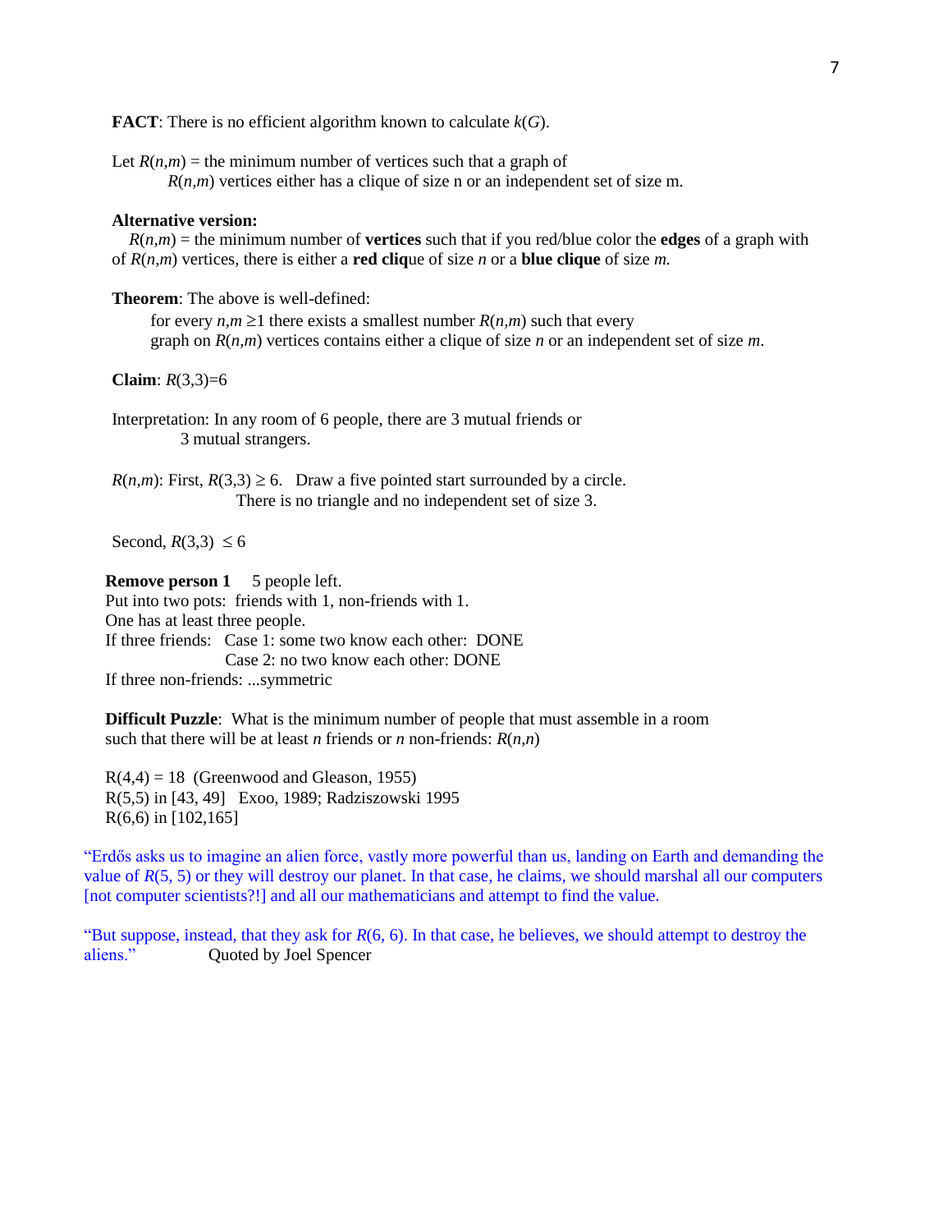**FACT**: There is no efficient algorithm known to calculate $k(G)$.

Let $R(n,m)$ = the minimum number of vertices such that a graph of
$R(n,m)$ vertices either has a clique of size n or an independent set of size m.

**Alternative version:**
$R(n,m)$ = the minimum number of **vertices** such that if you red/blue color the **edges** of a graph with of $R(n,m)$ vertices, there is either a **red cliq**ue of size $n$ or a **blue clique** of size $m$.

**Theorem**: The above is well-defined:
for every $n,m \geq 1$ there exists a smallest number $R(n,m)$ such that every graph on $R(n,m)$ vertices contains either a clique of size $n$ or an independent set of size $m$.

**Claim**: $R(3,3)=6$

Interpretation: In any room of 6 people, there are 3 mutual friends or
3 mutual strangers.

$R(n,m)$: First, $R(3,3) \geq 6$. Draw a five pointed start surrounded by a circle.
There is no triangle and no independent set of size 3.

Second, $R(3,3) \leq 6$

**Remove person 1** 5 people left.
Put into two pots: friends with 1, non-friends with 1.
One has at least three people.
If three friends: Case 1: some two know each other: DONE
Case 2: no two know each other: DONE
If three non-friends: ...symmetric

**Difficult Puzzle**: What is the minimum number of people that must assemble in a room such that there will be at least $n$ friends or $n$ non-friends: $R(n,n)$

R(4,4) = 18 (Greenwood and Gleason, 1955)
R(5,5) in [43, 49] Exoo, 1989; Radziszowski 1995
R(6,6) in [102,165]

"Erdős asks us to imagine an alien force, vastly more powerful than us, landing on Earth and demanding the value of $R(5, 5)$ or they will destroy our planet. In that case, he claims, we should marshal all our computers [not computer scientists?!] and all our mathematicians and attempt to find the value.

"But suppose, instead, that they ask for $R(6, 6)$. In that case, he believes, we should attempt to destroy the aliens." Quoted by Joel Spencer